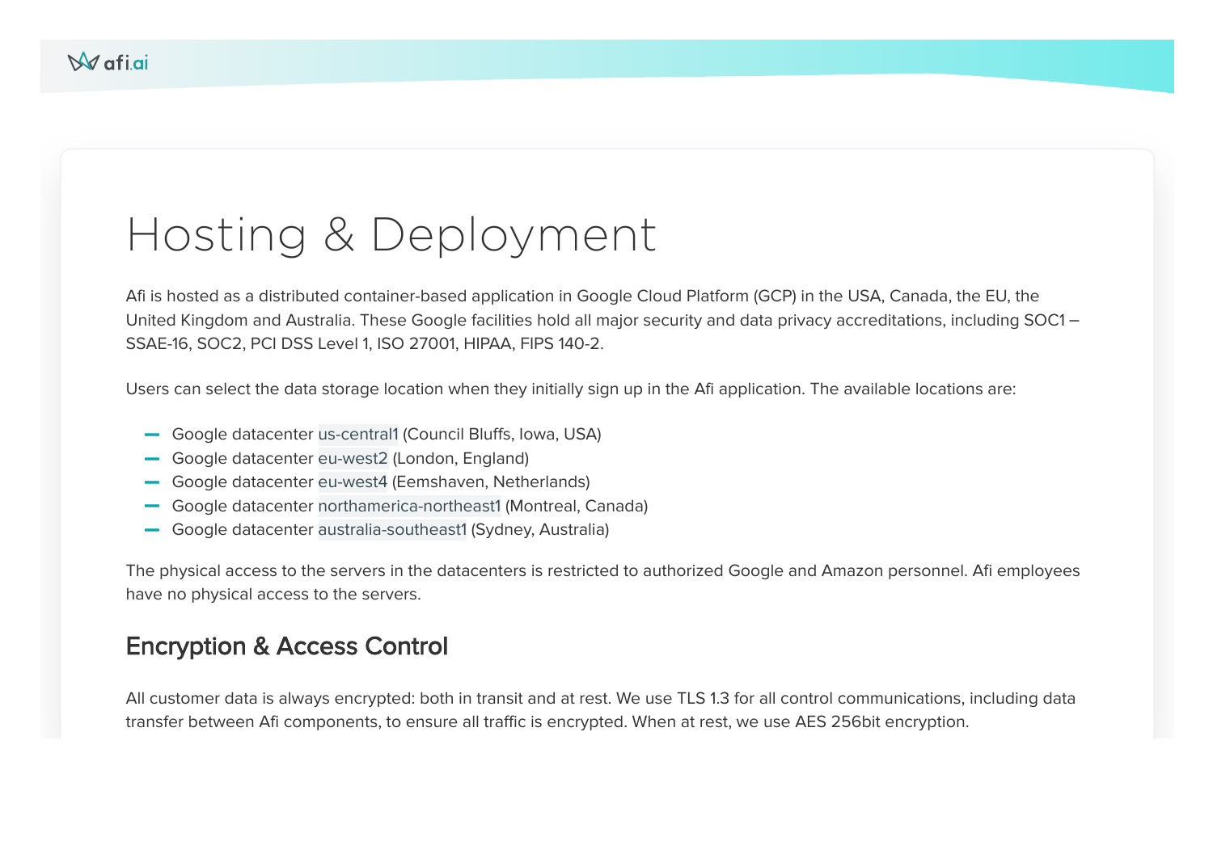# Hosting & Deployment

Afi is hosted as a distributed container-based application in Google Cloud Platform (GCP) in the USA, Canada, the EU, the United Kingdom and Australia. These Google facilities hold all major security and data privacy accreditations, including SOC1 – SSAE-16, SOC2, PCI DSS Level 1, ISO 27001, HIPAA, FIPS 140-2.

Users can select the data storage location when they initially sign up in the Afi application. The available locations are:

- Google datacenter `us-central1` (Council Bluffs, Iowa, USA)
- Google datacenter `eu-west2` (London, England)
- Google datacenter `eu-west4` (Eemshaven, Netherlands)
- Google datacenter `northamerica-northeast1` (Montreal, Canada)
- Google datacenter `australia-southeast1` (Sydney, Australia)

The physical access to the servers in the datacenters is restricted to authorized Google and Amazon personnel. Afi employees have no physical access to the servers.

## Encryption & Access Control

All customer data is always encrypted: both in transit and at rest. We use TLS 1.3 for all control communications, including data transfer between Afi components, to ensure all traffic is encrypted. When at rest, we use AES 256bit encryption.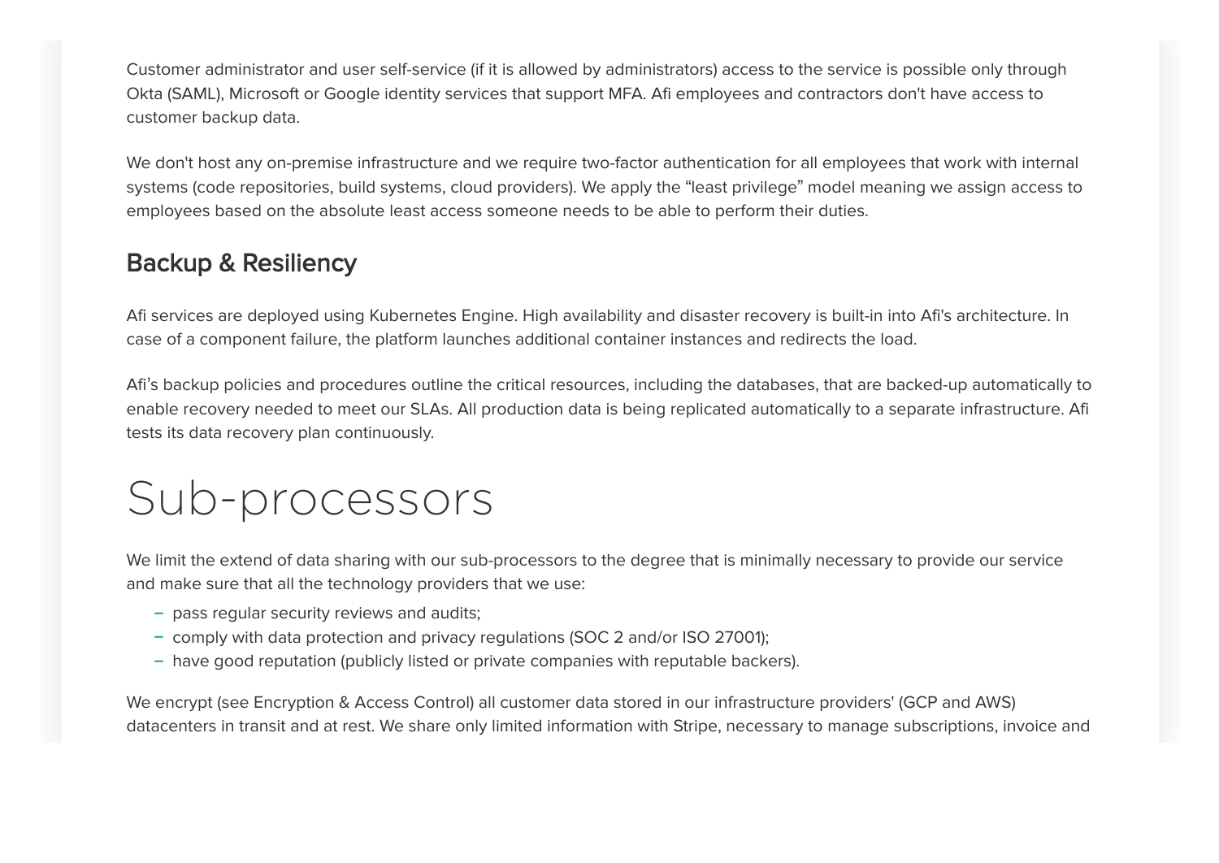Customer administrator and user self-service (if it is allowed by administrators) access to the service is possible only through Okta (SAML), Microsoft or Google identity services that support MFA. Afi employees and contractors don't have access to customer backup data.

We don't host any on-premise infrastructure and we require two-factor authentication for all employees that work with internal systems (code repositories, build systems, cloud providers). We apply the “least privilege” model meaning we assign access to employees based on the absolute least access someone needs to be able to perform their duties.

### Backup & Resiliency

Afi services are deployed using Kubernetes Engine. High availability and disaster recovery is built-in into Afi's architecture. In case of a component failure, the platform launches additional container instances and redirects the load.

Afi’s backup policies and procedures outline the critical resources, including the databases, that are backed-up automatically to enable recovery needed to meet our SLAs. All production data is being replicated automatically to a separate infrastructure. Afi tests its data recovery plan continuously.

## Sub-processors

We limit the extend of data sharing with our sub-processors to the degree that is minimally necessary to provide our service and make sure that all the technology providers that we use:

- pass regular security reviews and audits;
- comply with data protection and privacy regulations (SOC 2 and/or ISO 27001);
- have good reputation (publicly listed or private companies with reputable backers).

We encrypt (see Encryption & Access Control) all customer data stored in our infrastructure providers' (GCP and AWS) datacenters in transit and at rest. We share only limited information with Stripe, necessary to manage subscriptions, invoice and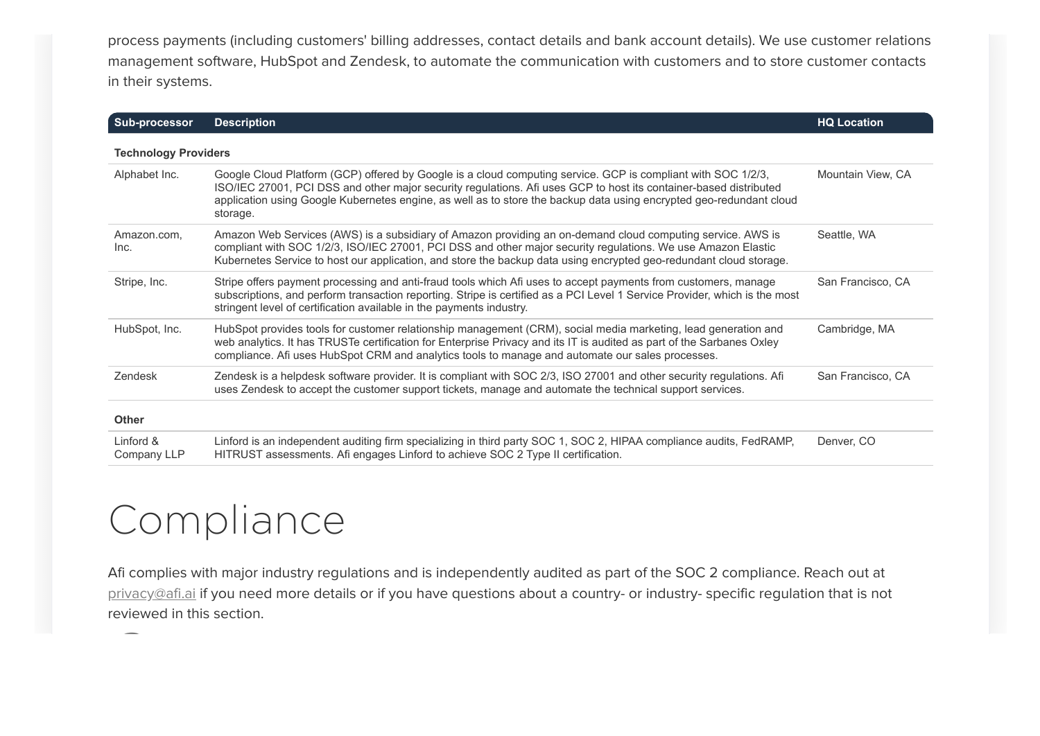process payments (including customers' billing addresses, contact details and bank account details). We use customer relations management software, HubSpot and Zendesk, to automate the communication with customers and to store customer contacts in their systems.

| Sub-processor | Description | HQ Location |
| --- | --- | --- |
| **Technology Providers** | | |
| Alphabet Inc. | Google Cloud Platform (GCP) offered by Google is a cloud computing service. GCP is compliant with SOC 1/2/3, ISO/IEC 27001, PCI DSS and other major security regulations. Afi uses GCP to host its container-based distributed application using Google Kubernetes engine, as well as to store the backup data using encrypted geo-redundant cloud storage. | Mountain View, CA |
| Amazon.com, Inc. | Amazon Web Services (AWS) is a subsidiary of Amazon providing an on-demand cloud computing service. AWS is compliant with SOC 1/2/3, ISO/IEC 27001, PCI DSS and other major security regulations. We use Amazon Elastic Kubernetes Service to host our application, and store the backup data using encrypted geo-redundant cloud storage. | Seattle, WA |
| Stripe, Inc. | Stripe offers payment processing and anti-fraud tools which Afi uses to accept payments from customers, manage subscriptions, and perform transaction reporting. Stripe is certified as a PCI Level 1 Service Provider, which is the most stringent level of certification available in the payments industry. | San Francisco, CA |
| HubSpot, Inc. | HubSpot provides tools for customer relationship management (CRM), social media marketing, lead generation and web analytics. It has TRUSTe certification for Enterprise Privacy and its IT is audited as part of the Sarbanes Oxley compliance. Afi uses HubSpot CRM and analytics tools to manage and automate our sales processes. | Cambridge, MA |
| Zendesk | Zendesk is a helpdesk software provider. It is compliant with SOC 2/3, ISO 27001 and other security regulations. Afi uses Zendesk to accept the customer support tickets, manage and automate the technical support services. | San Francisco, CA |
| **Other** | | |
| Linford & Company LLP | Linford is an independent auditing firm specializing in third party SOC 1, SOC 2, HIPAA compliance audits, FedRAMP, HITRUST assessments. Afi engages Linford to achieve SOC 2 Type II certification. | Denver, CO |

# Compliance

Afi complies with major industry regulations and is independently audited as part of the SOC 2 compliance. Reach out at privacy@afi.ai if you need more details or if you have questions about a country- or industry- specific regulation that is not reviewed in this section.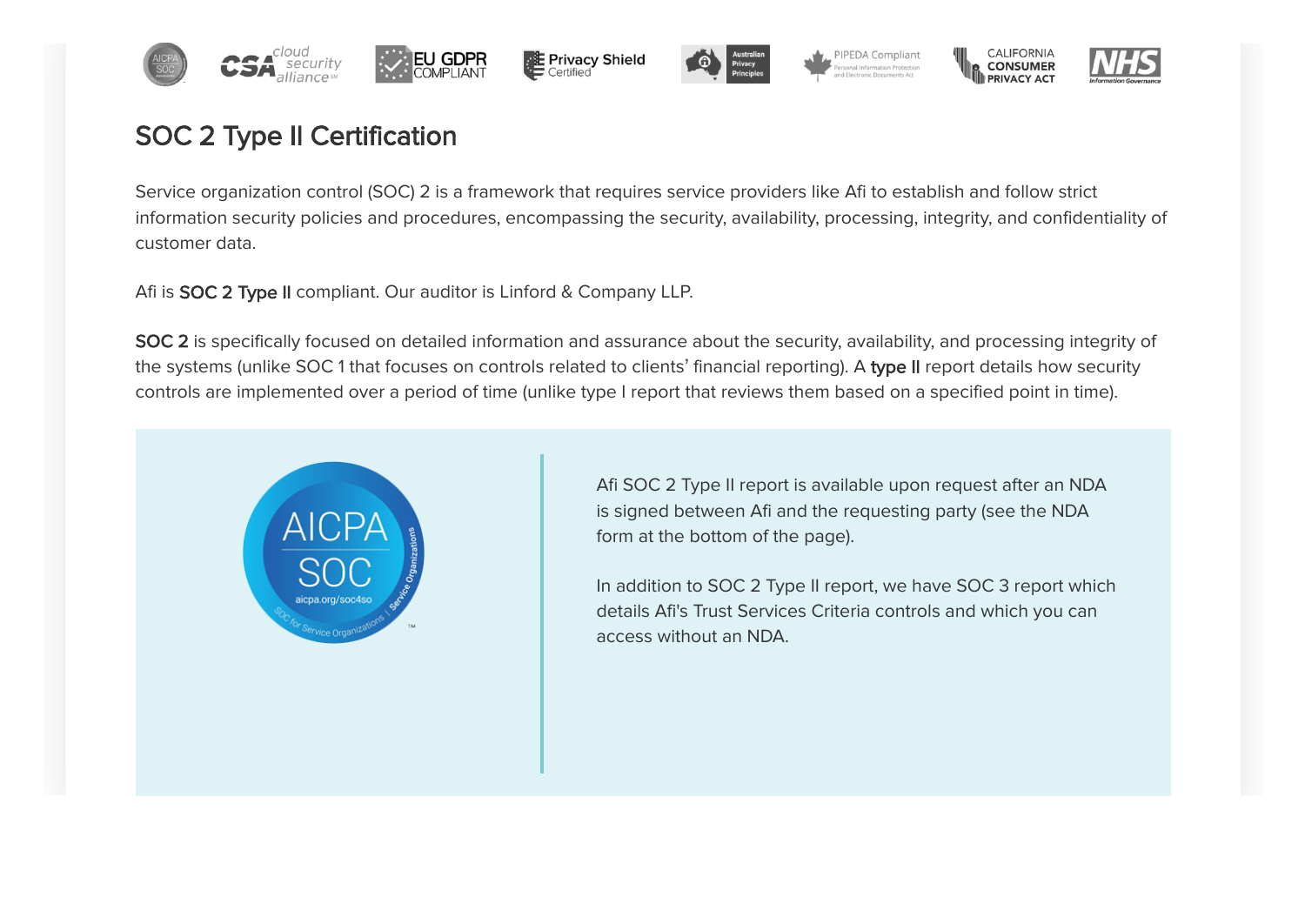## SOC 2 Type II Certification

Service organization control (SOC) 2 is a framework that requires service providers like Afi to establish and follow strict information security policies and procedures, encompassing the security, availability, processing, integrity, and confidentiality of customer data.

Afi is **SOC 2 Type II** compliant. Our auditor is Linford & Company LLP.

**SOC 2** is specifically focused on detailed information and assurance about the security, availability, and processing integrity of the systems (unlike SOC 1 that focuses on controls related to clients' financial reporting). A **type II** report details how security controls are implemented over a period of time (unlike type I report that reviews them based on a specified point in time).

Afi SOC 2 Type II report is available upon request after an NDA is signed between Afi and the requesting party (see the NDA form at the bottom of the page).

In addition to SOC 2 Type II report, we have SOC 3 report which details Afi's Trust Services Criteria controls and which you can access without an NDA.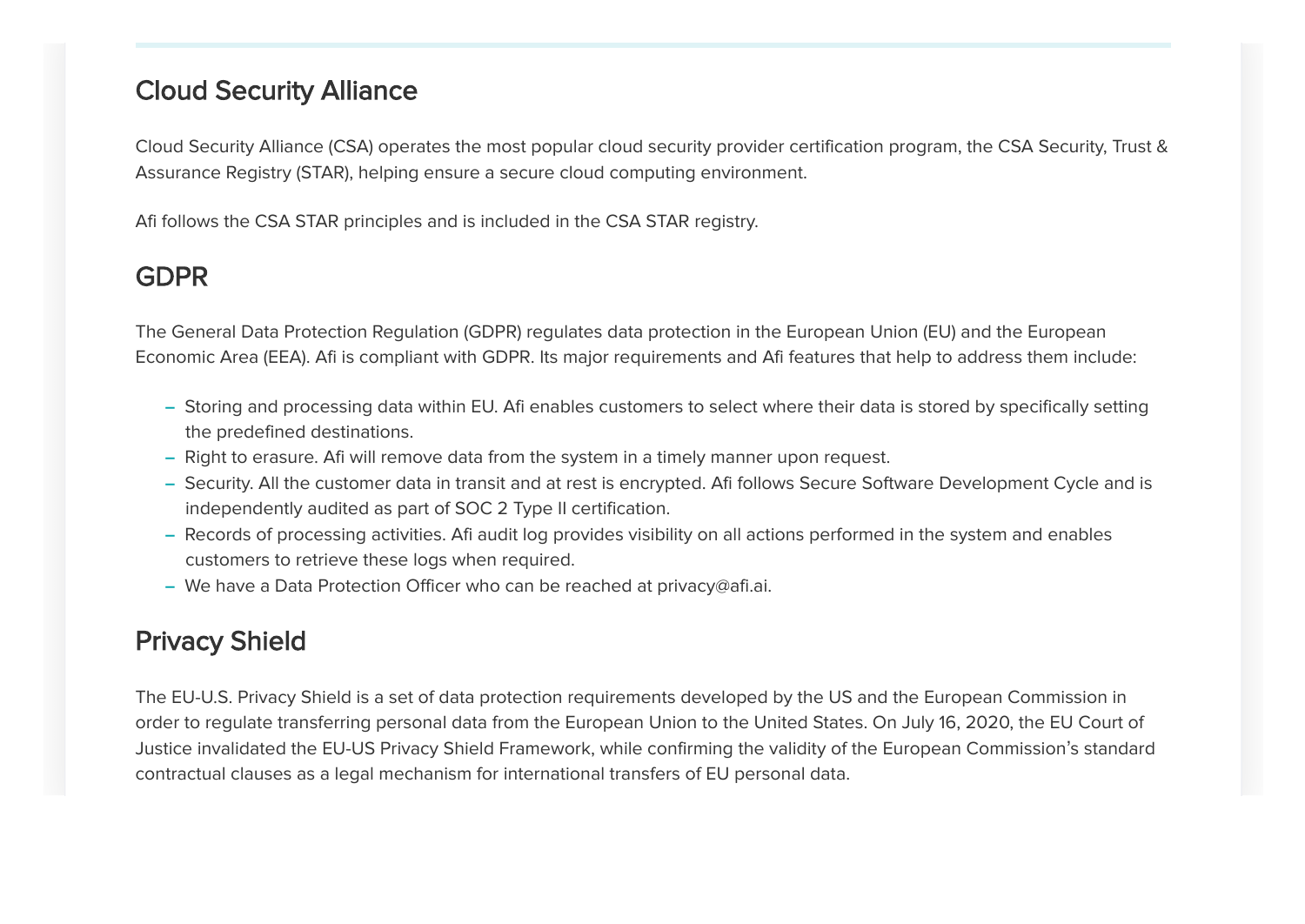## Cloud Security Alliance

Cloud Security Alliance (CSA) operates the most popular cloud security provider certification program, the CSA Security, Trust & Assurance Registry (STAR), helping ensure a secure cloud computing environment.

Afi follows the CSA STAR principles and is included in the CSA STAR registry.

## GDPR

The General Data Protection Regulation (GDPR) regulates data protection in the European Union (EU) and the European Economic Area (EEA). Afi is compliant with GDPR. Its major requirements and Afi features that help to address them include:

- Storing and processing data within EU. Afi enables customers to select where their data is stored by specifically setting the predefined destinations.
- Right to erasure. Afi will remove data from the system in a timely manner upon request.
- Security. All the customer data in transit and at rest is encrypted. Afi follows Secure Software Development Cycle and is independently audited as part of SOC 2 Type II certification.
- Records of processing activities. Afi audit log provides visibility on all actions performed in the system and enables customers to retrieve these logs when required.
- We have a Data Protection Officer who can be reached at privacy@afi.ai.

## Privacy Shield

The EU-U.S. Privacy Shield is a set of data protection requirements developed by the US and the European Commission in order to regulate transferring personal data from the European Union to the United States. On July 16, 2020, the EU Court of Justice invalidated the EU-US Privacy Shield Framework, while confirming the validity of the European Commission's standard contractual clauses as a legal mechanism for international transfers of EU personal data.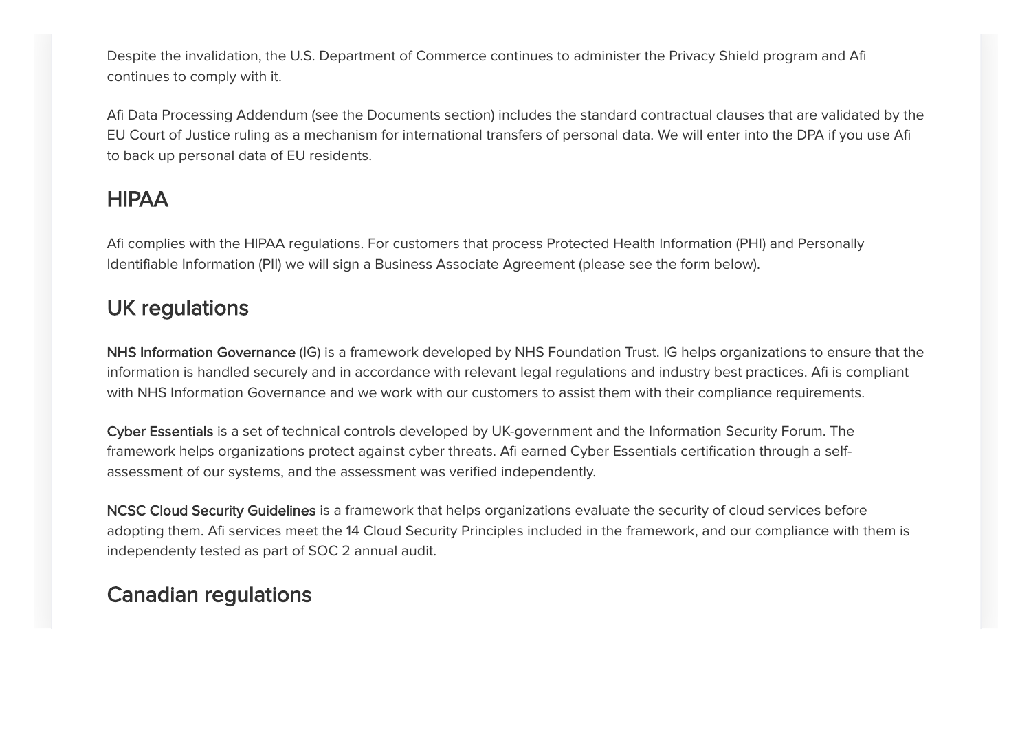Despite the invalidation, the U.S. Department of Commerce continues to administer the Privacy Shield program and Afi continues to comply with it.

Afi Data Processing Addendum (see the Documents section) includes the standard contractual clauses that are validated by the EU Court of Justice ruling as a mechanism for international transfers of personal data. We will enter into the DPA if you use Afi to back up personal data of EU residents.

## HIPAA

Afi complies with the HIPAA regulations. For customers that process Protected Health Information (PHI) and Personally Identifiable Information (PII) we will sign a Business Associate Agreement (please see the form below).

## UK regulations

**NHS Information Governance** (IG) is a framework developed by NHS Foundation Trust. IG helps organizations to ensure that the information is handled securely and in accordance with relevant legal regulations and industry best practices. Afi is compliant with NHS Information Governance and we work with our customers to assist them with their compliance requirements.

**Cyber Essentials** is a set of technical controls developed by UK-government and the Information Security Forum. The framework helps organizations protect against cyber threats. Afi earned Cyber Essentials certification through a self-assessment of our systems, and the assessment was verified independently.

**NCSC Cloud Security Guidelines** is a framework that helps organizations evaluate the security of cloud services before adopting them. Afi services meet the 14 Cloud Security Principles included in the framework, and our compliance with them is independenty tested as part of SOC 2 annual audit.

## Canadian regulations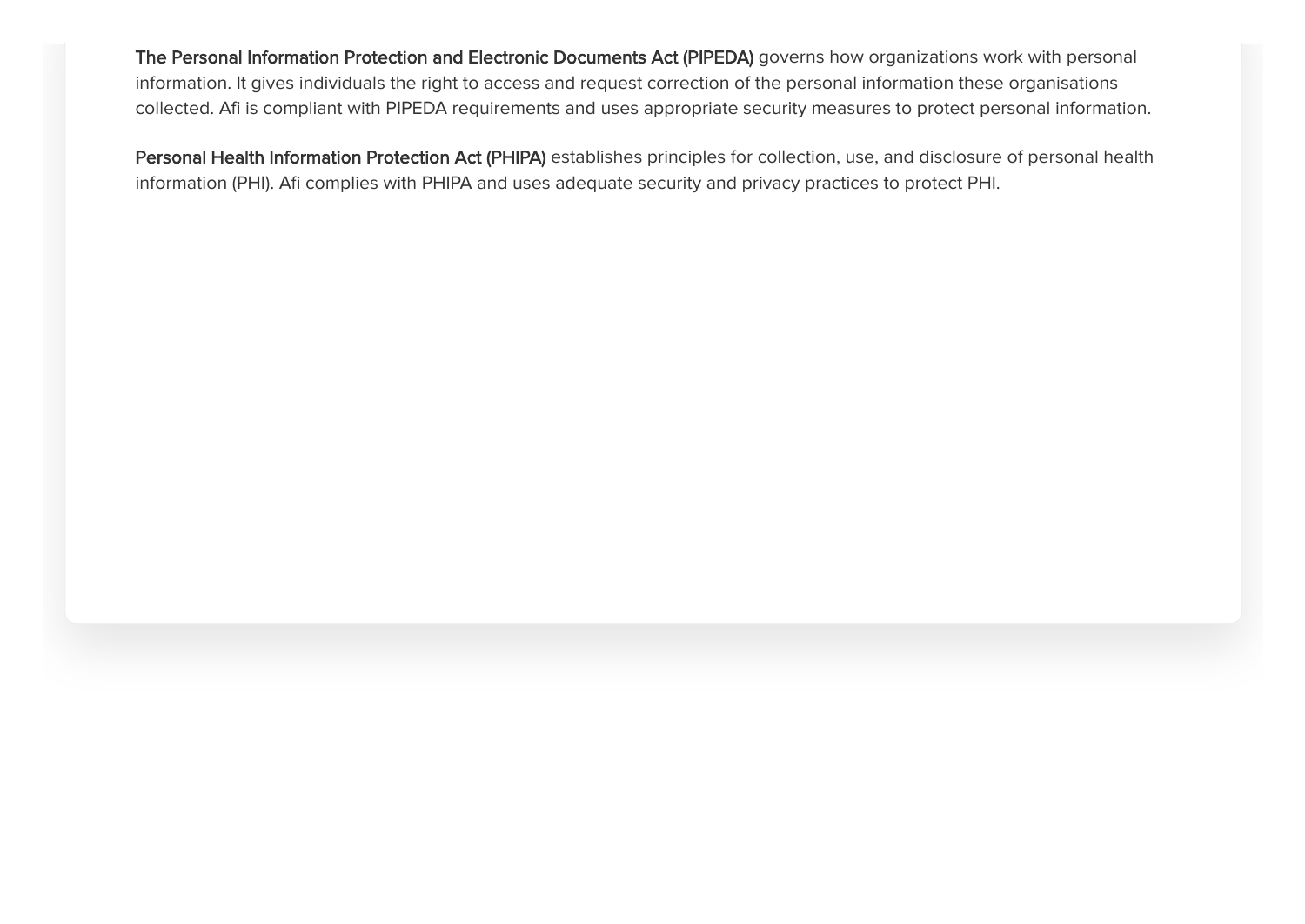**The Personal Information Protection and Electronic Documents Act (PIPEDA)** governs how organizations work with personal information. It gives individuals the right to access and request correction of the personal information these organisations collected. Afi is compliant with PIPEDA requirements and uses appropriate security measures to protect personal information.

**Personal Health Information Protection Act (PHIPA)** establishes principles for collection, use, and disclosure of personal health information (PHI). Afi complies with PHIPA and uses adequate security and privacy practices to protect PHI.